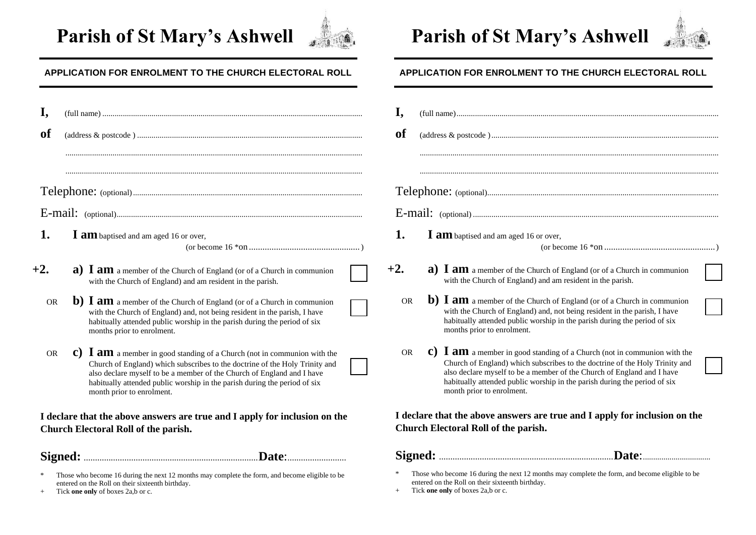# Parish of St Mary's Ashwell

## APPLICATION FOR ENROLMENT TO THE CHURCH ELECTORAL ROLL

**I,** (full name) ..............................................................................................................................

**of** (address & postcode ) ..............................................................................................................

..................................................................................................................................................

..................................................................................................................................................

Telephone: (optional)...................................................................................................................

E-mail: (optional)........................................................................................................................

**1. I am** baptised and am aged 16 or over,

(or become 16 *on ................................................. )

**+2. a) I am** a member of the Church of England (or of a Church in communion with the Church of England) and am resident in the parish. ☐

OR **b) I am** a member of the Church of England (or of a Church in communion with the Church of England) and, not being resident in the parish, I have habitually attended public worship in the parish during the period of six months prior to enrolment. ☐

OR **c) I am** a member in good standing of a Church (not in communion with the Church of England) which subscribes to the doctrine of the Holy Trinity and also declare myself to be a member of the Church of England and I have habitually attended public worship in the parish during the period of six month prior to enrolment. ☐

**I declare that the above answers are true and I apply for inclusion on the Church Electoral Roll of the parish.**

**Signed:** ........................................................................... **Date**:..........................

\* Those who become 16 during the next 12 months may complete the form, and become eligible to be entered on the Roll on their sixteenth birthday.

\+ Tick **one only** of boxes 2a,b or c.

---

# Parish of St Mary's Ashwell

## APPLICATION FOR ENROLMENT TO THE CHURCH ELECTORAL ROLL

**I,** (full name) ..............................................................................................................................

**of** (address & postcode ) ..............................................................................................................

..................................................................................................................................................

..................................................................................................................................................

Telephone: (optional)...................................................................................................................

E-mail: (optional)........................................................................................................................

**1. I am** baptised and am aged 16 or over,

(or become 16 *on ................................................. )

**+2. a) I am** a member of the Church of England (or of a Church in communion with the Church of England) and am resident in the parish. ☐

OR **b) I am** a member of the Church of England (or of a Church in communion with the Church of England) and, not being resident in the parish, I have habitually attended public worship in the parish during the period of six months prior to enrolment. ☐

OR **c) I am** a member in good standing of a Church (not in communion with the Church of England) which subscribes to the doctrine of the Holy Trinity and also declare myself to be a member of the Church of England and I have habitually attended public worship in the parish during the period of six month prior to enrolment. ☐

**I declare that the above answers are true and I apply for inclusion on the Church Electoral Roll of the parish.**

**Signed:** ........................................................................... **Date**:..........................

\* Those who become 16 during the next 12 months may complete the form, and become eligible to be entered on the Roll on their sixteenth birthday.

\+ Tick **one only** of boxes 2a,b or c.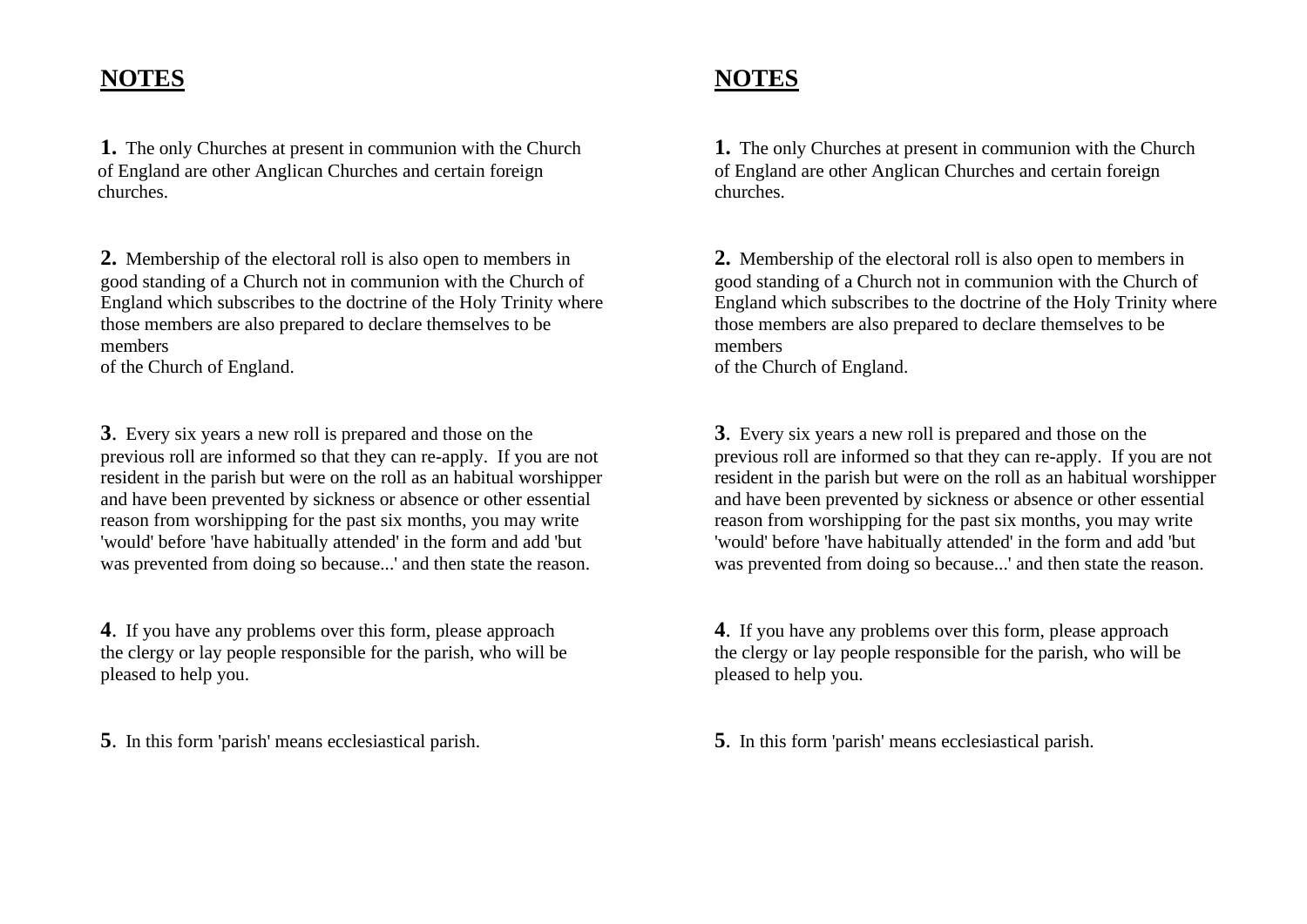## NOTES

**1.** The only Churches at present in communion with the Church of England are other Anglican Churches and certain foreign churches.

**2.** Membership of the electoral roll is also open to members in good standing of a Church not in communion with the Church of England which subscribes to the doctrine of the Holy Trinity where those members are also prepared to declare themselves to be members of the Church of England.

**3**. Every six years a new roll is prepared and those on the previous roll are informed so that they can re-apply. If you are not resident in the parish but were on the roll as an habitual worshipper and have been prevented by sickness or absence or other essential reason from worshipping for the past six months, you may write 'would' before 'have habitually attended' in the form and add 'but was prevented from doing so because...' and then state the reason.

**4**. If you have any problems over this form, please approach the clergy or lay people responsible for the parish, who will be pleased to help you.

**5**. In this form 'parish' means ecclesiastical parish.

## NOTES

**1.** The only Churches at present in communion with the Church of England are other Anglican Churches and certain foreign churches.

**2.** Membership of the electoral roll is also open to members in good standing of a Church not in communion with the Church of England which subscribes to the doctrine of the Holy Trinity where those members are also prepared to declare themselves to be members of the Church of England.

**3**. Every six years a new roll is prepared and those on the previous roll are informed so that they can re-apply. If you are not resident in the parish but were on the roll as an habitual worshipper and have been prevented by sickness or absence or other essential reason from worshipping for the past six months, you may write 'would' before 'have habitually attended' in the form and add 'but was prevented from doing so because...' and then state the reason.

**4**. If you have any problems over this form, please approach the clergy or lay people responsible for the parish, who will be pleased to help you.

**5**. In this form 'parish' means ecclesiastical parish.